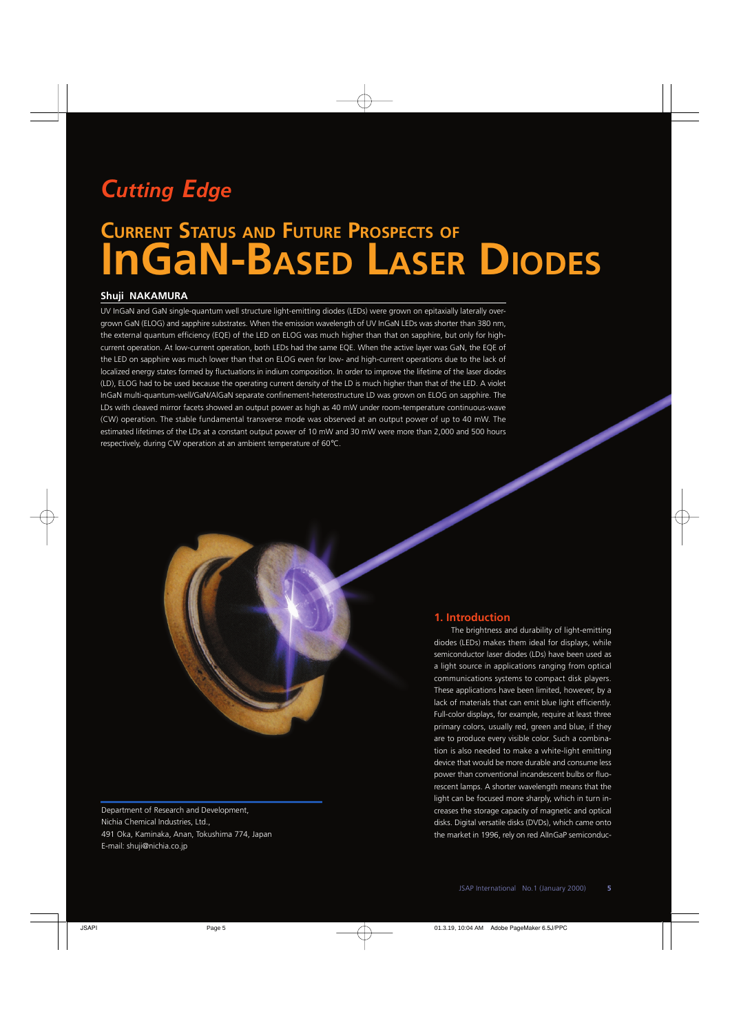*Cutting Edge*

# CURRENT STATUS AND FUTURE PROSPECTS OF InGaN-BASED LASER DIODES

**Shuji NAKAMURA**

UV InGaN and GaN single-quantum well structure light-emitting diodes (LEDs) were grown on epitaxially laterally overgrown GaN (ELOG) and sapphire substrates. When the emission wavelength of UV InGaN LEDs was shorter than 380 nm, the external quantum efficiency (EQE) of the LED on ELOG was much higher than that on sapphire, but only for high-current operation. At low-current operation, both LEDs had the same EQE. When the active layer was GaN, the EQE of the LED on sapphire was much lower than that on ELOG even for low- and high-current operations due to the lack of localized energy states formed by fluctuations in indium composition. In order to improve the lifetime of the laser diodes (LD), ELOG had to be used because the operating current density of the LD is much higher than that of the LED. A violet InGaN multi-quantum-well/GaN/AlGaN separate confinement-heterostructure LD was grown on ELOG on sapphire. The LDs with cleaved mirror facets showed an output power as high as 40 mW under room-temperature continuous-wave (CW) operation. The stable fundamental transverse mode was observed at an output power of up to 40 mW. The estimated lifetimes of the LDs at a constant output power of 10 mW and 30 mW were more than 2,000 and 500 hours respectively, during CW operation at an ambient temperature of 60°C.

Department of Research and Development,
Nichia Chemical Industries, Ltd.,
491 Oka, Kaminaka, Anan, Tokushima 774, Japan
E-mail: shuji@nichia.co.jp

## 1. Introduction

The brightness and durability of light-emitting diodes (LEDs) makes them ideal for displays, while semiconductor laser diodes (LDs) have been used as a light source in applications ranging from optical communications systems to compact disk players. These applications have been limited, however, by a lack of materials that can emit blue light efficiently. Full-color displays, for example, require at least three primary colors, usually red, green and blue, if they are to produce every visible color. Such a combination is also needed to make a white-light emitting device that would be more durable and consume less power than conventional incandescent bulbs or fluorescent lamps. A shorter wavelength means that the light can be focused more sharply, which in turn increases the storage capacity of magnetic and optical disks. Digital versatile disks (DVDs), which came onto the market in 1996, rely on red AlInGaP semiconduc-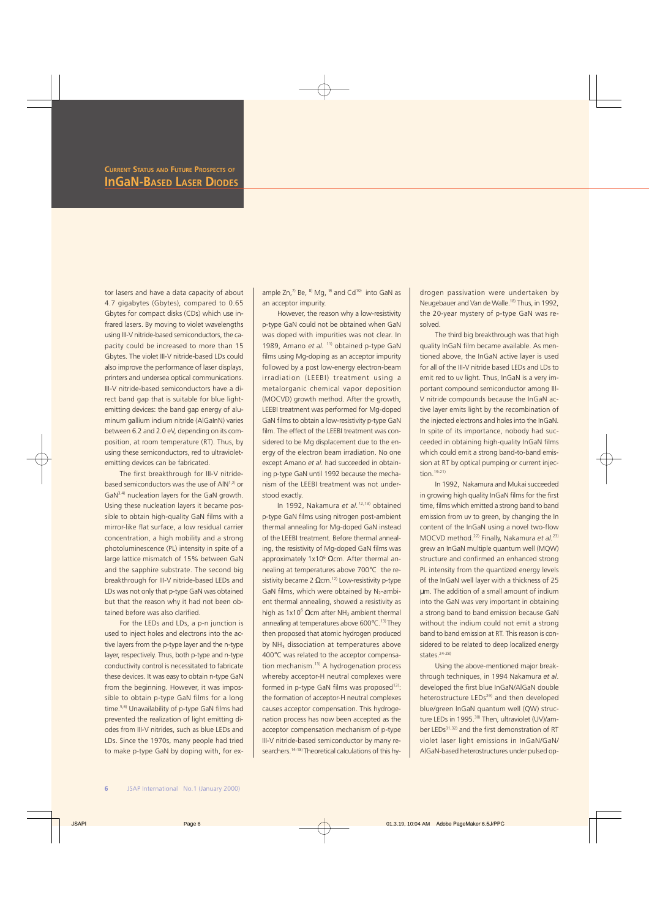tor lasers and have a data capacity of about 4.7 gigabytes (Gbytes), compared to 0.65 Gbytes for compact disks (CDs) which use infrared lasers. By moving to violet wavelengths using III-V nitride-based semiconductors, the capacity could be increased to more than 15 Gbytes. The violet III-V nitride-based LDs could also improve the performance of laser displays, printers and undersea optical communications. III-V nitride-based semiconductors have a direct band gap that is suitable for blue light-emitting devices: the band gap energy of aluminum gallium indium nitride (AlGaInN) varies between 6.2 and 2.0 eV, depending on its composition, at room temperature (RT). Thus, by using these semiconductors, red to ultraviolet-emitting devices can be fabricated.

The first breakthrough for III-V nitride-based semiconductors was the use of AlN[1,2] or GaN[3,4] nucleation layers for the GaN growth. Using these nucleation layers it became possible to obtain high-quality GaN films with a mirror-like flat surface, a low residual carrier concentration, a high mobility and a strong photoluminescence (PL) intensity in spite of a large lattice mismatch of 15% between GaN and the sapphire substrate. The second big breakthrough for III-V nitride-based LEDs and LDs was not only that p-type GaN was obtained but that the reason why it had not been obtained before was also clarified.

For the LEDs and LDs, a p-n junction is used to inject holes and electrons into the active layers from the p-type layer and the n-type layer, respectively. Thus, both p-type and n-type conductivity control is necessitated to fabricate these devices. It was easy to obtain n-type GaN from the beginning. However, it was impossible to obtain p-type GaN films for a long time.[5,6] Unavailability of p-type GaN films had prevented the realization of light emitting diodes from III-V nitrides, such as blue LEDs and LDs. Since the 1970s, many people had tried to make p-type GaN by doping with, for example Zn,[7] Be,[8] Mg,[9] and Cd[10] into GaN as an acceptor impurity.

However, the reason why a low-resistivity p-type GaN could not be obtained when GaN was doped with impurities was not clear. In 1989, Amano *et al.*[11] obtained p-type GaN films using Mg-doping as an acceptor impurity followed by a post low-energy electron-beam irradiation (LEEBI) treatment using a metalorganic chemical vapor deposition (MOCVD) growth method. After the growth, LEEBI treatment was performed for Mg-doped GaN films to obtain a low-resistivity p-type GaN film. The effect of the LEEBI treatment was considered to be Mg displacement due to the energy of the electron beam irradiation. No one except Amano *et al.* had succeeded in obtaining p-type GaN until 1992 because the mechanism of the LEEBI treatment was not understood exactly.

In 1992, Nakamura *et al.*[12,13] obtained p-type GaN films using nitrogen post-ambient thermal annealing for Mg-doped GaN instead of the LEEBI treatment. Before thermal annealing, the resistivity of Mg-doped GaN films was approximately $1\times10^{6}$ Ωcm. After thermal annealing at temperatures above 700°C the resistivity became 2 Ωcm.[12] Low-resistivity p-type GaN films, which were obtained by $N_2$-ambient thermal annealing, showed a resistivity as high as $1\times10^{6}$ Ωcm after $NH_3$ ambient thermal annealing at temperatures above 600°C.[13] They then proposed that atomic hydrogen produced by $NH_3$ dissociation at temperatures above 400°C was related to the acceptor compensation mechanism.[13] A hydrogenation process whereby acceptor-H neutral complexes were formed in p-type GaN films was proposed[13]: the formation of acceptor-H neutral complexes causes acceptor compensation. This hydrogenation process has now been accepted as the acceptor compensation mechanism of p-type III-V nitride-based semiconductor by many researchers.[14-18] Theoretical calculations of this hydrogen passivation were undertaken by Neugebauer and Van de Walle.[18] Thus, in 1992, the 20-year mystery of p-type GaN was resolved.

The third big breakthrough was that high quality InGaN film became available. As mentioned above, the InGaN active layer is used for all of the III-V nitride based LEDs and LDs to emit red to uv light. Thus, InGaN is a very important compound semiconductor among III-V nitride compounds because the InGaN active layer emits light by the recombination of the injected electrons and holes into the InGaN. In spite of its importance, nobody had succeeded in obtaining high-quality InGaN films which could emit a strong band-to-band emission at RT by optical pumping or current injection.[19-21]

In 1992, Nakamura and Mukai succeeded in growing high quality InGaN films for the first time, films which emitted a strong band to band emission from uv to green, by changing the In content of the InGaN using a novel two-flow MOCVD method.[22] Finally, Nakamura *et al.*[23] grew an InGaN multiple quantum well (MQW) structure and confirmed an enhanced strong PL intensity from the quantized energy levels of the InGaN well layer with a thickness of 25 µm. The addition of a small amount of indium into the GaN was very important in obtaining a strong band to band emission because GaN without the indium could not emit a strong band to band emission at RT. This reason is considered to be related to deep localized energy states.[24-28]

Using the above-mentioned major breakthrough techniques, in 1994 Nakamura *et al.* developed the first blue InGaN/AlGaN double heterostructure LEDs[29] and then developed blue/green InGaN quantum well (QW) structure LEDs in 1995.[30] Then, ultraviolet (UV)/amber LEDs[31,32] and the first demonstration of RT violet laser light emissions in InGaN/GaN/AlGaN-based heterostructures under pulsed op-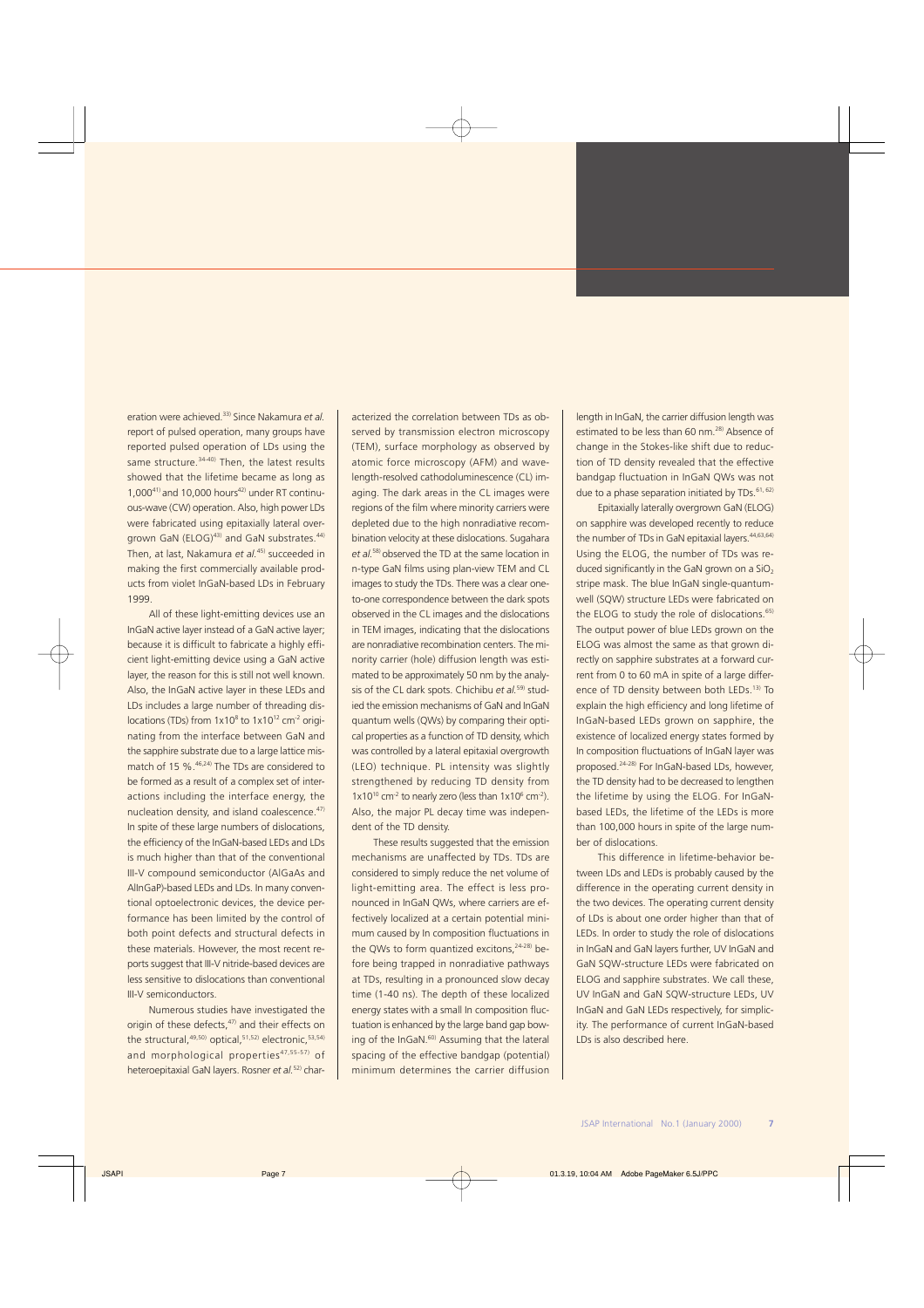eration were achieved.[33] Since Nakamura *et al.* report of pulsed operation, many groups have reported pulsed operation of LDs using the same structure.[34-40] Then, the latest results showed that the lifetime became as long as 1,000[41] and 10,000 hours[42] under RT continuous-wave (CW) operation. Also, high power LDs were fabricated using epitaxially lateral overgrown GaN (ELOG)[43] and GaN substrates.[44] Then, at last, Nakamura *et al.*[45] succeeded in making the first commercially available products from violet InGaN-based LDs in February 1999.

All of these light-emitting devices use an InGaN active layer instead of a GaN active layer; because it is difficult to fabricate a highly efficient light-emitting device using a GaN active layer, the reason for this is still not well known. Also, the InGaN active layer in these LEDs and LDs includes a large number of threading dislocations (TDs) from $1x10^8$ to $1x10^{12}$ cm$^{-2}$ originating from the interface between GaN and the sapphire substrate due to a large lattice mismatch of 15 %.[46,24] The TDs are considered to be formed as a result of a complex set of interactions including the interface energy, the nucleation density, and island coalescence.[47] In spite of these large numbers of dislocations, the efficiency of the InGaN-based LEDs and LDs is much higher than that of the conventional III-V compound semiconductor (AlGaAs and AlInGaP)-based LEDs and LDs. In many conventional optoelectronic devices, the device performance has been limited by the control of both point defects and structural defects in these materials. However, the most recent reports suggest that III-V nitride-based devices are less sensitive to dislocations than conventional III-V semiconductors.

Numerous studies have investigated the origin of these defects,[47] and their effects on the structural,[49,50] optical,[51,52] electronic,[53,54] and morphological properties[47,55-57] of heteroepitaxial GaN layers. Rosner *et al.*[52] characterized the correlation between TDs as observed by transmission electron microscopy (TEM), surface morphology as observed by atomic force microscopy (AFM) and wavelength-resolved cathodoluminescence (CL) imaging. The dark areas in the CL images were regions of the film where minority carriers were depleted due to the high nonradiative recombination velocity at these dislocations. Sugahara *et al.*[58] observed the TD at the same location in n-type GaN films using plan-view TEM and CL images to study the TDs. There was a clear one-to-one correspondence between the dark spots observed in the CL images and the dislocations in TEM images, indicating that the dislocations are nonradiative recombination centers. The minority carrier (hole) diffusion length was estimated to be approximately 50 nm by the analysis of the CL dark spots. Chichibu *et al.*[59] studied the emission mechanisms of GaN and InGaN quantum wells (QWs) by comparing their optical properties as a function of TD density, which was controlled by a lateral epitaxial overgrowth (LEO) technique. PL intensity was slightly strengthened by reducing TD density from $1x10^{10}$ cm$^{-2}$ to nearly zero (less than $1x10^6$ cm$^{-2}$). Also, the major PL decay time was independent of the TD density.

These results suggested that the emission mechanisms are unaffected by TDs. TDs are considered to simply reduce the net volume of light-emitting area. The effect is less pronounced in InGaN QWs, where carriers are effectively localized at a certain potential minimum caused by In composition fluctuations in the QWs to form quantized excitons,[24-28] before being trapped in nonradiative pathways at TDs, resulting in a pronounced slow decay time (1-40 ns). The depth of these localized energy states with a small In composition fluctuation is enhanced by the large band gap bowing of the InGaN.[60] Assuming that the lateral spacing of the effective bandgap (potential) minimum determines the carrier diffusion length in InGaN, the carrier diffusion length was estimated to be less than 60 nm.[28] Absence of change in the Stokes-like shift due to reduction of TD density revealed that the effective bandgap fluctuation in InGaN QWs was not due to a phase separation initiated by TDs.[61, 62]

Epitaxially laterally overgrown GaN (ELOG) on sapphire was developed recently to reduce the number of TDs in GaN epitaxial layers.[44,63,64] Using the ELOG, the number of TDs was reduced significantly in the GaN grown on a $SiO_2$ stripe mask. The blue InGaN single-quantum-well (SQW) structure LEDs were fabricated on the ELOG to study the role of dislocations.[65] The output power of blue LEDs grown on the ELOG was almost the same as that grown directly on sapphire substrates at a forward current from 0 to 60 mA in spite of a large difference of TD density between both LEDs.[13] To explain the high efficiency and long lifetime of InGaN-based LEDs grown on sapphire, the existence of localized energy states formed by In composition fluctuations of InGaN layer was proposed.[24-28] For InGaN-based LDs, however, the TD density had to be decreased to lengthen the lifetime by using the ELOG. For InGaN-based LEDs, the lifetime of the LEDs is more than 100,000 hours in spite of the large number of dislocations.

This difference in lifetime-behavior between LDs and LEDs is probably caused by the difference in the operating current density in the two devices. The operating current density of LDs is about one order higher than that of LEDs. In order to study the role of dislocations in InGaN and GaN layers further, UV InGaN and GaN SQW-structure LEDs were fabricated on ELOG and sapphire substrates. We call these, UV InGaN and GaN SQW-structure LEDs, UV InGaN and GaN LEDs respectively, for simplicity. The performance of current InGaN-based LDs is also described here.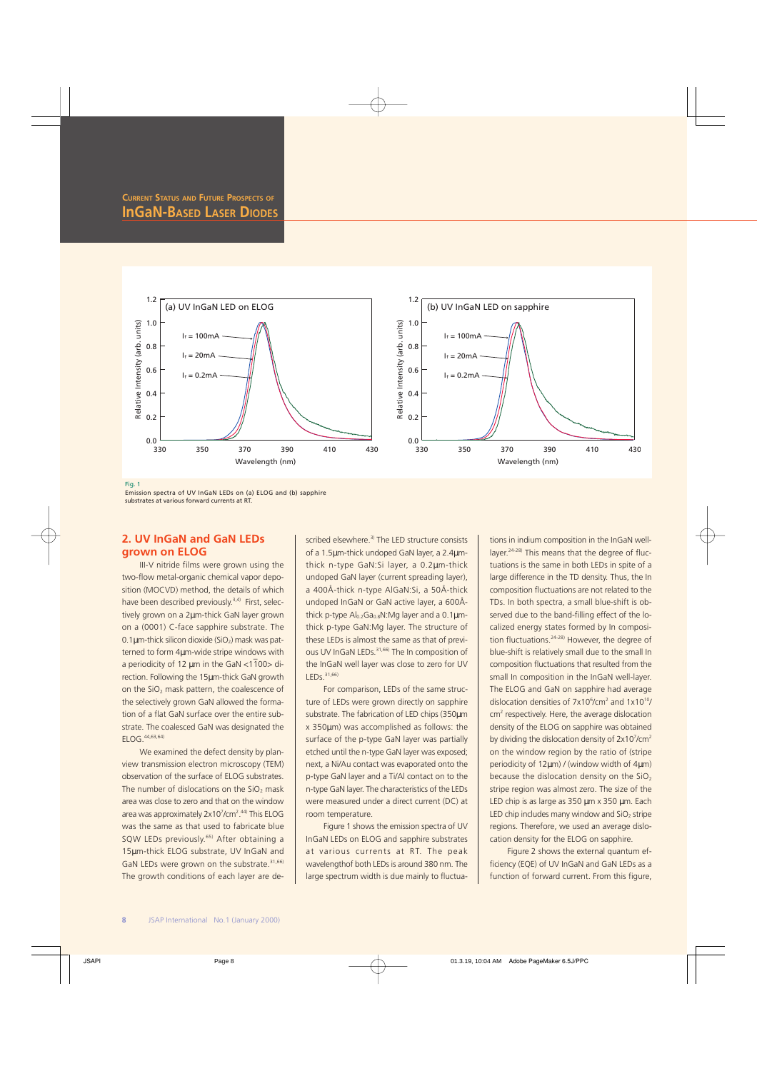Fig. 1
Emission spectra of UV InGaN LEDs on (a) ELOG and (b) sapphire substrates at various forward currents at RT.

## 2. UV InGaN and GaN LEDs grown on ELOG

III-V nitride films were grown using the two-flow metal-organic chemical vapor deposition (MOCVD) method, the details of which have been described previously.[3,4] First, selectively grown on a 2µm-thick GaN layer grown on a (0001) C-face sapphire substrate. The 0.1µm-thick silicon dioxide ($SiO_2$) mask was patterned to form 4µm-wide stripe windows with a periodicity of 12 µm in the GaN $<1\bar{1}00>$ direction. Following the 15µm-thick GaN growth on the $SiO_2$ mask pattern, the coalescence of the selectively grown GaN allowed the formation of a flat GaN surface over the entire substrate. The coalesced GaN was designated the ELOG.[44,63,64]

We examined the defect density by plan-view transmission electron microscopy (TEM) observation of the surface of ELOG substrates. The number of dislocations on the $SiO_2$ mask area was close to zero and that on the window area was approximately $2x10^7/cm^2$.[44] This ELOG was the same as that used to fabricate blue SQW LEDs previously.[65] After obtaining a 15µm-thick ELOG substrate, UV InGaN and GaN LEDs were grown on the substrate.[31,66] The growth conditions of each layer are described elsewhere.[3] The LED structure consists of a 1.5µm-thick undoped GaN layer, a 2.4µm-thick n-type GaN:Si layer, a 0.2µm-thick undoped GaN layer (current spreading layer), a 400Å-thick n-type AlGaN:Si, a 50Å-thick undoped InGaN or GaN active layer, a 600Å-thick p-type $Al_{0.2}Ga_{0.8}N$:Mg layer and a 0.1µm-thick p-type GaN:Mg layer. The structure of these LEDs is almost the same as that of previous UV InGaN LEDs.[31,66] The In composition of the InGaN well layer was close to zero for UV LEDs.[31,66]

For comparison, LEDs of the same structure of LEDs were grown directly on sapphire substrate. The fabrication of LED chips (350µm x 350µm) was accomplished as follows: the surface of the p-type GaN layer was partially etched until the n-type GaN layer was exposed; next, a Ni/Au contact was evaporated onto the p-type GaN layer and a Ti/Al contact on to the n-type GaN layer. The characteristics of the LEDs were measured under a direct current (DC) at room temperature.

Figure 1 shows the emission spectra of UV InGaN LEDs on ELOG and sapphire substrates at various currents at RT. The peak wavelengthof both LEDs is around 380 nm. The large spectrum width is due mainly to fluctuations in indium composition in the InGaN well-layer.[24-28] This means that the degree of fluctuations is the same in both LEDs in spite of a large difference in the TD density. Thus, the In composition fluctuations are not related to the TDs. In both spectra, a small blue-shift is observed due to the band-filling effect of the localized energy states formed by In composition fluctuations.[24-28] However, the degree of blue-shift is relatively small due to the small In composition fluctuations that resulted from the small In composition in the InGaN well-layer. The ELOG and GaN on sapphire had average dislocation densities of $7x10^6/cm^2$ and $1x10^{10}/cm^2$ respectively. Here, the average dislocation density of the ELOG on sapphire was obtained by dividing the dislocation density of $2x10^7/cm^2$ on the window region by the ratio of (stripe periodicity of 12µm) / (window width of 4µm) because the dislocation density on the $SiO_2$ stripe region was almost zero. The size of the LED chip is as large as 350 µm x 350 µm. Each LED chip includes many window and $SiO_2$ stripe regions. Therefore, we used an average dislocation density for the ELOG on sapphire.

Figure 2 shows the external quantum efficiency (EQE) of UV InGaN and GaN LEDs as a function of forward current. From this figure,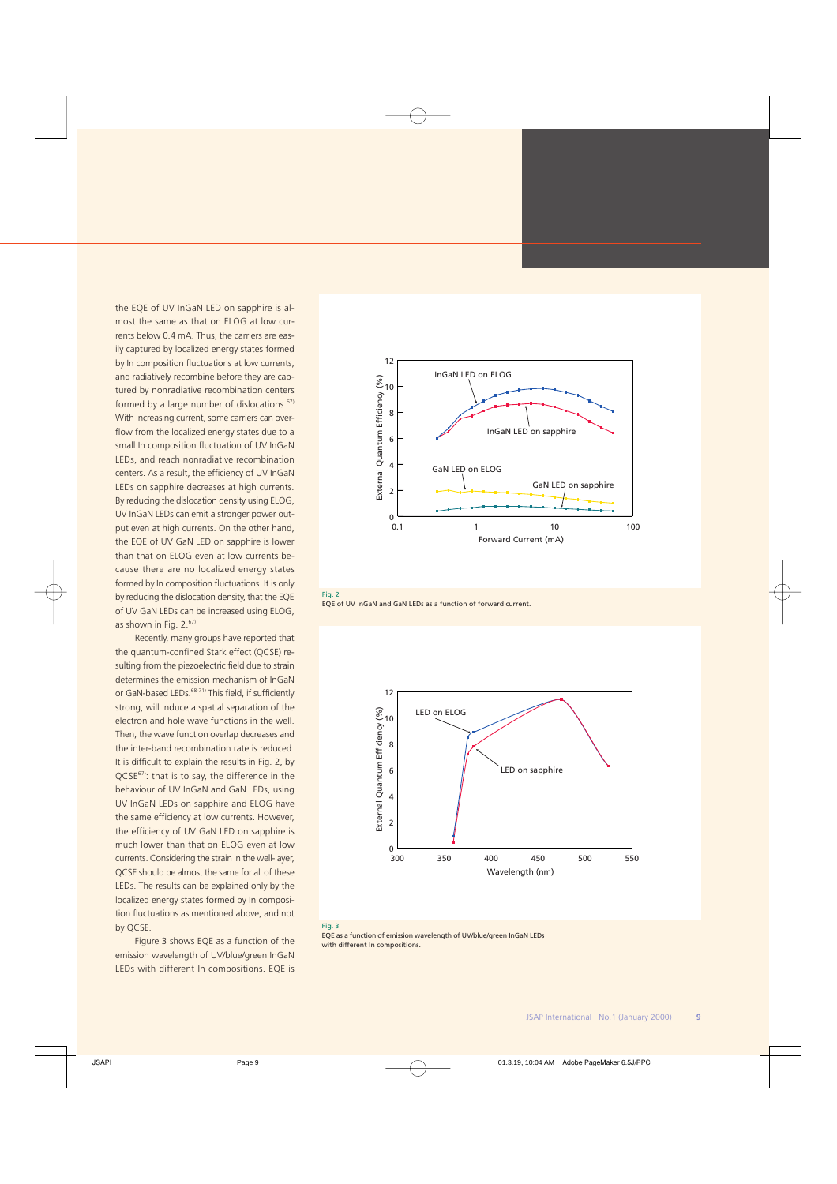the EQE of UV InGaN LED on sapphire is almost the same as that on ELOG at low currents below 0.4 mA. Thus, the carriers are easily captured by localized energy states formed by In composition fluctuations at low currents, and radiatively recombine before they are captured by nonradiative recombination centers formed by a large number of dislocations.[67] With increasing current, some carriers can overflow from the localized energy states due to a small In composition fluctuation of UV InGaN LEDs, and reach nonradiative recombination centers. As a result, the efficiency of UV InGaN LEDs on sapphire decreases at high currents. By reducing the dislocation density using ELOG, UV InGaN LEDs can emit a stronger power output even at high currents. On the other hand, the EQE of UV GaN LED on sapphire is lower than that on ELOG even at low currents because there are no localized energy states formed by In composition fluctuations. It is only by reducing the dislocation density, that the EQE of UV GaN LEDs can be increased using ELOG, as shown in Fig. 2.[67]

Recently, many groups have reported that the quantum-confined Stark effect (QCSE) resulting from the piezoelectric field due to strain determines the emission mechanism of InGaN or GaN-based LEDs.[68-71] This field, if sufficiently strong, will induce a spatial separation of the electron and hole wave functions in the well. Then, the wave function overlap decreases and the inter-band recombination rate is reduced. It is difficult to explain the results in Fig. 2, by QCSE[67]: that is to say, the difference in the behaviour of UV InGaN and GaN LEDs, using UV InGaN LEDs on sapphire and ELOG have the same efficiency at low currents. However, the efficiency of UV GaN LED on sapphire is much lower than that on ELOG even at low currents. Considering the strain in the well-layer, QCSE should be almost the same for all of these LEDs. The results can be explained only by the localized energy states formed by In composition fluctuations as mentioned above, and not by QCSE.

Figure 3 shows EQE as a function of the emission wavelength of UV/blue/green InGaN LEDs with different In compositions. EQE is

Fig. 2
EQE of UV InGaN and GaN LEDs as a function of forward current.

Fig. 3
EQE as a function of emission wavelength of UV/blue/green InGaN LEDs with different In compositions.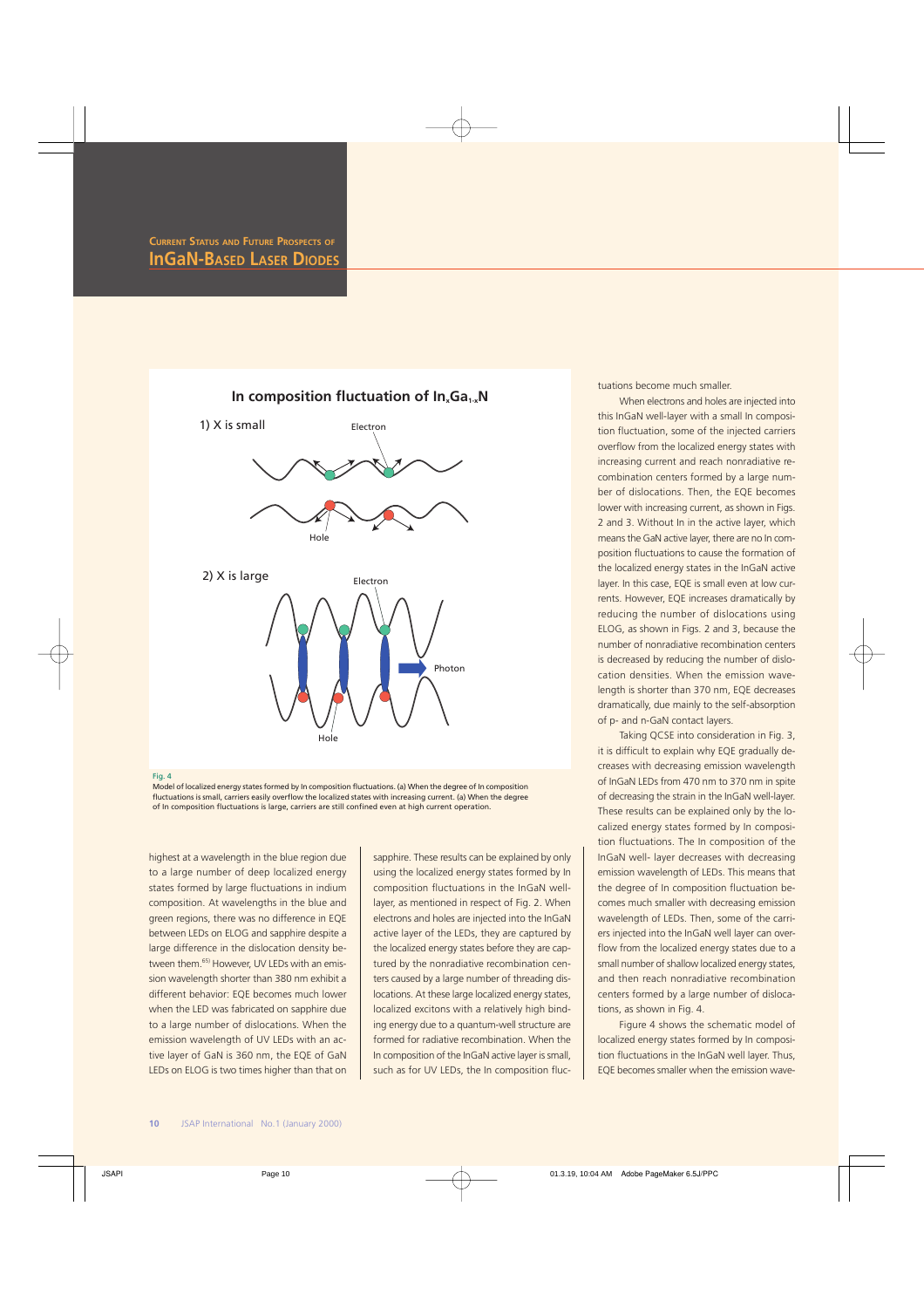In composition fluctuation of $In_xGa_{1-x}N$

1) X is small

Electron

Hole

2) X is large

Electron

Photon

Hole

Fig. 4

Model of localized energy states formed by In composition fluctuations. (a) When the degree of In composition fluctuations is small, carriers easily overflow the localized states with increasing current. (a) When the degree of In composition fluctuations is large, carriers are still confined even at high current operation.

highest at a wavelength in the blue region due to a large number of deep localized energy states formed by large fluctuations in indium composition. At wavelengths in the blue and green regions, there was no difference in EQE between LEDs on ELOG and sapphire despite a large difference in the dislocation density between them.[65] However, UV LEDs with an emission wavelength shorter than 380 nm exhibit a different behavior: EQE becomes much lower when the LED was fabricated on sapphire due to a large number of dislocations. When the emission wavelength of UV LEDs with an active layer of GaN is 360 nm, the EQE of GaN LEDs on ELOG is two times higher than that on sapphire. These results can be explained by only using the localized energy states formed by In composition fluctuations in the InGaN well-layer, as mentioned in respect of Fig. 2. When electrons and holes are injected into the InGaN active layer of the LEDs, they are captured by the localized energy states before they are captured by the nonradiative recombination centers caused by a large number of threading dislocations. At these large localized energy states, localized excitons with a relatively high binding energy due to a quantum-well structure are formed for radiative recombination. When the In composition of the InGaN active layer is small, such as for UV LEDs, the In composition fluctuations become much smaller.

When electrons and holes are injected into this InGaN well-layer with a small In composition fluctuation, some of the injected carriers overflow from the localized energy states with increasing current and reach nonradiative recombination centers formed by a large number of dislocations. Then, the EQE becomes lower with increasing current, as shown in Figs. 2 and 3. Without In in the active layer, which means the GaN active layer, there are no In composition fluctuations to cause the formation of the localized energy states in the InGaN active layer. In this case, EQE is small even at low currents. However, EQE increases dramatically by reducing the number of dislocations using ELOG, as shown in Figs. 2 and 3, because the number of nonradiative recombination centers is decreased by reducing the number of dislocation densities. When the emission wavelength is shorter than 370 nm, EQE decreases dramatically, due mainly to the self-absorption of p- and n-GaN contact layers.

Taking QCSE into consideration in Fig. 3, it is difficult to explain why EQE gradually decreases with decreasing emission wavelength of InGaN LEDs from 470 nm to 370 nm in spite of decreasing the strain in the InGaN well-layer. These results can be explained only by the localized energy states formed by In composition fluctuations. The In composition of the InGaN well- layer decreases with decreasing emission wavelength of LEDs. This means that the degree of In composition fluctuation becomes much smaller with decreasing emission wavelength of LEDs. Then, some of the carriers injected into the InGaN well layer can overflow from the localized energy states due to a small number of shallow localized energy states, and then reach nonradiative recombination centers formed by a large number of dislocations, as shown in Fig. 4.

Figure 4 shows the schematic model of localized energy states formed by In composition fluctuations in the InGaN well layer. Thus, EQE becomes smaller when the emission wave-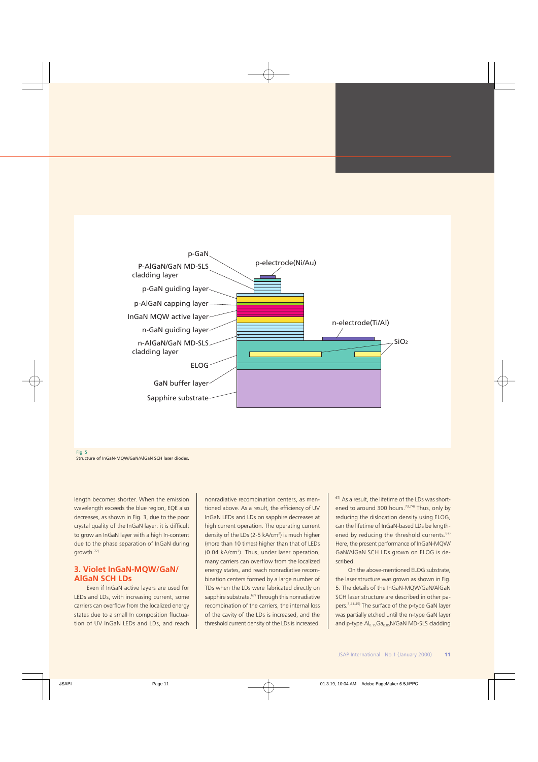Fig. 5
Structure of InGaN-MQW/GaN/AlGaN SCH laser diodes.

length becomes shorter. When the emission wavelength exceeds the blue region, EQE also decreases, as shown in Fig. 3, due to the poor crystal quality of the InGaN layer: it is difficult to grow an InGaN layer with a high In-content due to the phase separation of InGaN during growth.[72]

## 3. Violet InGaN-MQW/GaN/AlGaN SCH LDs

Even if InGaN active layers are used for LEDs and LDs, with increasing current, some carriers can overflow from the localized energy states due to a small In composition fluctuation of UV InGaN LEDs and LDs, and reach nonradiative recombination centers, as mentioned above. As a result, the efficiency of UV InGaN LEDs and LDs on sapphire decreases at high current operation. The operating current density of the LDs (2-5 kA/cm$^2$) is much higher (more than 10 times) higher than that of LEDs (0.04 kA/cm$^2$). Thus, under laser operation, many carriers can overflow from the localized energy states, and reach nonradiative recombination centers formed by a large number of TDs when the LDs were fabricated directly on sapphire substrate.[67] Through this nonradiative recombination of the carriers, the internal loss of the cavity of the LDs is increased, and the threshold current density of the LDs is increased.[67] As a result, the lifetime of the LDs was shortened to around 300 hours.[73,74] Thus, only by reducing the dislocation density using ELOG, can the lifetime of InGaN-based LDs be lengthened by reducing the threshold currents.[67] Here, the present performance of InGaN-MQW/GaN/AlGaN SCH LDs grown on ELOG is described.

On the above-mentioned ELOG substrate, the laser structure was grown as shown in Fig. 5. The details of the InGaN-MQW/GaN/AlGaN SCH laser structure are described in other papers.[3,41-45] The surface of the p-type GaN layer was partially etched until the n-type GaN layer and p-type $Al_{0.15}Ga_{0.85}N$/GaN MD-SLS cladding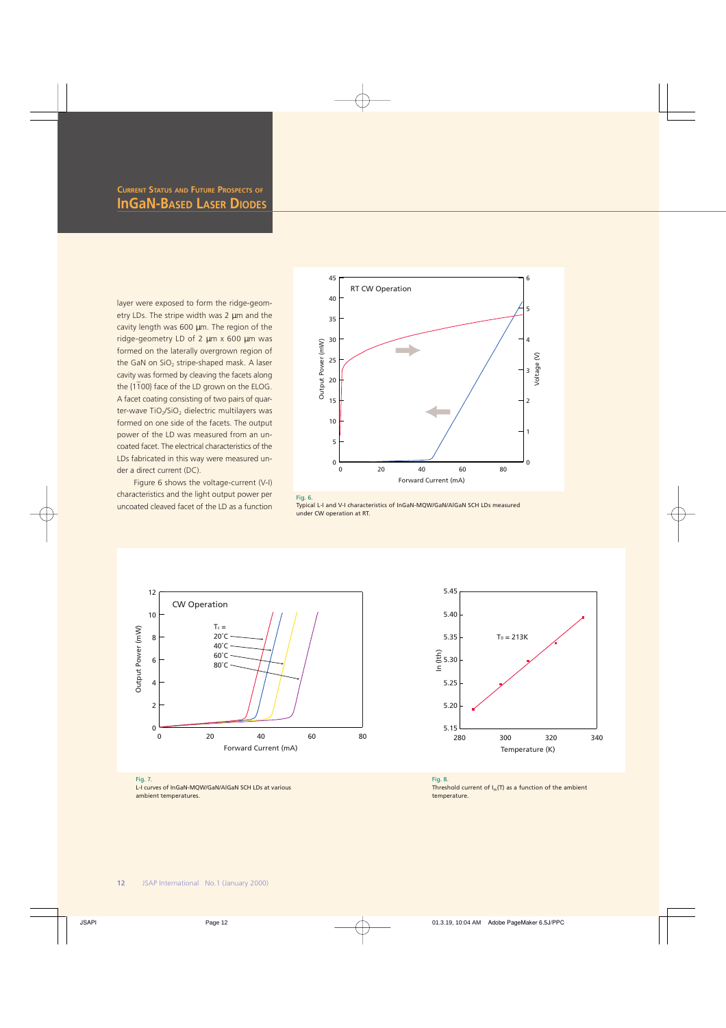layer were exposed to form the ridge-geometry LDs. The stripe width was 2 µm and the cavity length was 600 µm. The region of the ridge-geometry LD of 2 µm x 600 µm was formed on the laterally overgrown region of the GaN on $SiO_2$ stripe-shaped mask. A laser cavity was formed by cleaving the facets along the $\{1\bar{1}00\}$ face of the LD grown on the ELOG. A facet coating consisting of two pairs of quarter-wave $TiO_2/SiO_2$ dielectric multilayers was formed on one side of the facets. The output power of the LD was measured from an uncoated facet. The electrical characteristics of the LDs fabricated in this way were measured under a direct current (DC).

Figure 6 shows the voltage-current (V-I) characteristics and the light output power per uncoated cleaved facet of the LD as a function

Fig. 6.
Typical L-I and V-I characteristics of InGaN-MQW/GaN/AlGaN SCH LDs measured under CW operation at RT.

Fig. 7.
L-I curves of InGaN-MQW/GaN/AlGaN SCH LDs at various ambient temperatures.

Fig. 8.
Threshold current of $I_{th}(T)$ as a function of the ambient temperature.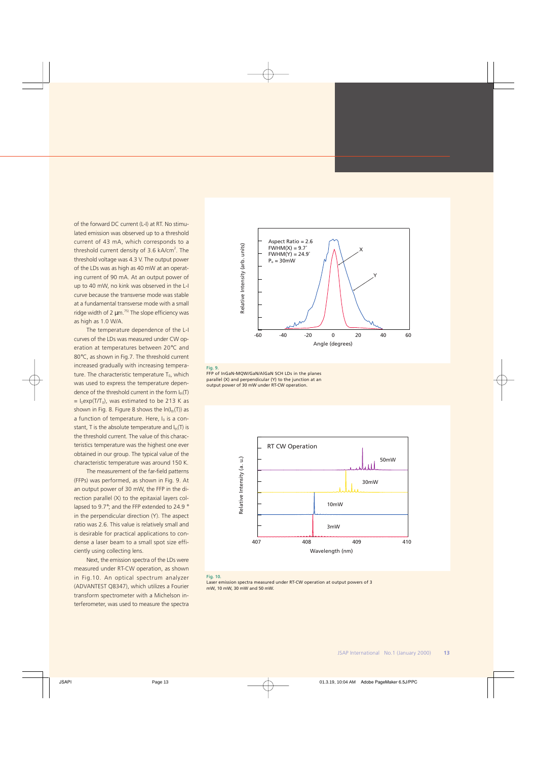of the forward DC current (L-I) at RT. No stimulated emission was observed up to a threshold current of 43 mA, which corresponds to a threshold current density of 3.6 kA/cm$^2$. The threshold voltage was 4.3 V. The output power of the LDs was as high as 40 mW at an operating current of 90 mA. At an output power of up to 40 mW, no kink was observed in the L-I curve because the transverse mode was stable at a fundamental transverse mode with a small ridge width of 2 μm.[75] The slope efficiency was as high as 1.0 W/A.

The temperature dependence of the L-I curves of the LDs was measured under CW operation at temperatures between 20°C and 80°C, as shown in Fig.7. The threshold current increased gradually with increasing temperature. The characteristic temperature $T_0$, which was used to express the temperature dependence of the threshold current in the form $I_{th}(T) = I_0 \exp(T/T_0)$, was estimated to be 213 K as shown in Fig. 8. Figure 8 shows the $\ln(I_{th}(T))$ as a function of temperature. Here, $I_0$ is a constant, T is the absolute temperature and $I_{th}(T)$ is the threshold current. The value of this characteristics temperature was the highest one ever obtained in our group. The typical value of the characteristic temperature was around 150 K.

The measurement of the far-field patterns (FFPs) was performed, as shown in Fig. 9. At an output power of 30 mW, the FFP in the direction parallel (X) to the epitaxial layers collapsed to 9.7°, and the FFP extended to 24.9 ° in the perpendicular direction (Y). The aspect ratio was 2.6. This value is relatively small and is desirable for practical applications to condense a laser beam to a small spot size efficiently using collecting lens.

Next, the emission spectra of the LDs were measured under RT-CW operation, as shown in Fig.10. An optical spectrum analyzer (ADVANTEST Q8347), which utilizes a Fourier transform spectrometer with a Michelson interferometer, was used to measure the spectra

Fig. 9.
FFP of InGaN-MQW/GaN/AlGaN SCH LDs in the planes parallel (X) and perpendicular (Y) to the junction at an output power of 30 mW under RT-CW operation.

Fig. 10.
Laser emission spectra measured under RT-CW operation at output powers of 3 mW, 10 mW, 30 mW and 50 mW.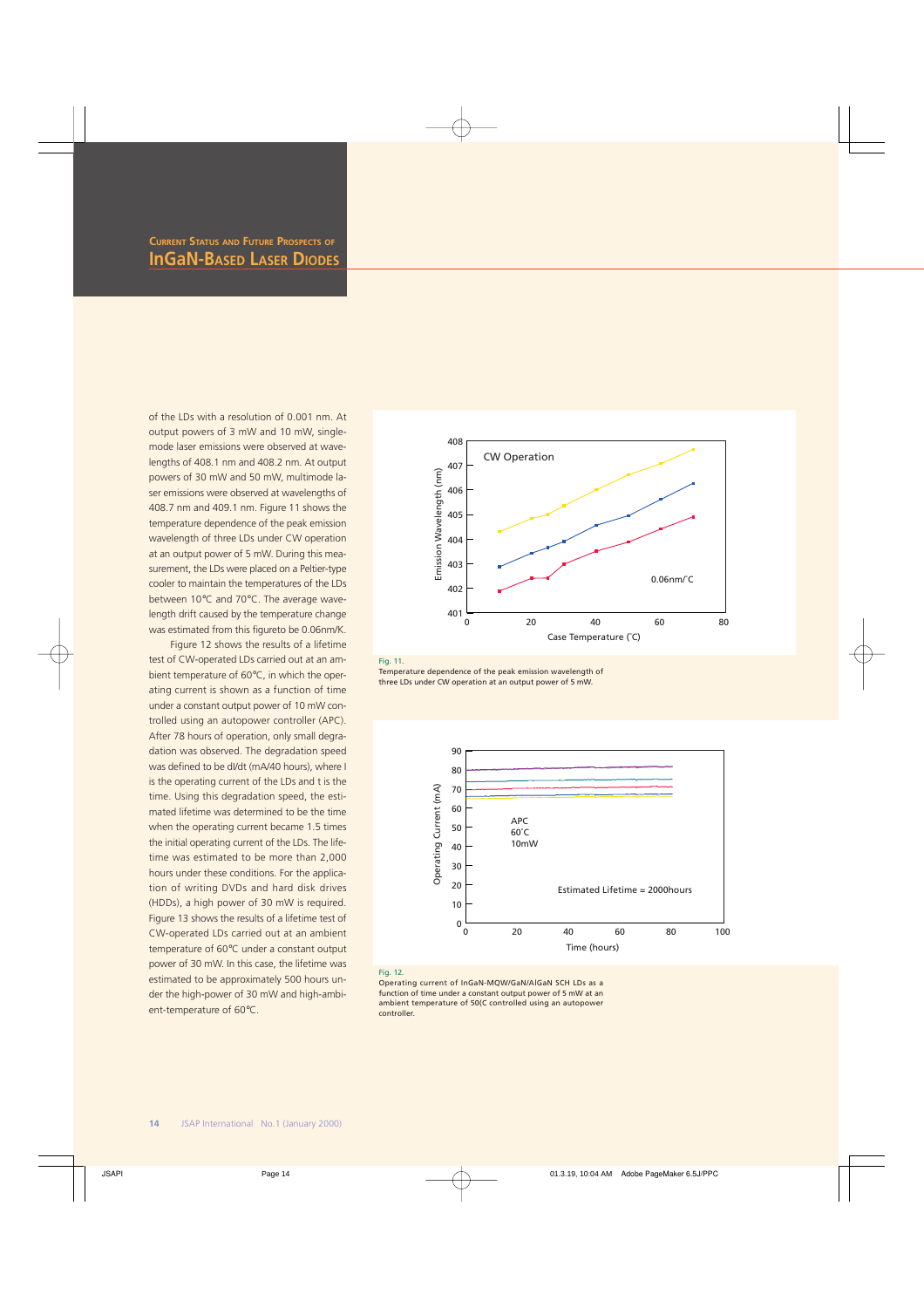of the LDs with a resolution of 0.001 nm. At output powers of 3 mW and 10 mW, single-mode laser emissions were observed at wavelengths of 408.1 nm and 408.2 nm. At output powers of 30 mW and 50 mW, multimode laser emissions were observed at wavelengths of 408.7 nm and 409.1 nm. Figure 11 shows the temperature dependence of the peak emission wavelength of three LDs under CW operation at an output power of 5 mW. During this measurement, the LDs were placed on a Peltier-type cooler to maintain the temperatures of the LDs between 10°C and 70°C. The average wavelength drift caused by the temperature change was estimated from this figureto be 0.06nm/K.

Figure 12 shows the results of a lifetime test of CW-operated LDs carried out at an ambient temperature of 60°C, in which the operating current is shown as a function of time under a constant output power of 10 mW controlled using an autopower controller (APC). After 78 hours of operation, only small degradation was observed. The degradation speed was defined to be dI/dt (mA/40 hours), where I is the operating current of the LDs and t is the time. Using this degradation speed, the estimated lifetime was determined to be the time when the operating current became 1.5 times the initial operating current of the LDs. The lifetime was estimated to be more than 2,000 hours under these conditions. For the application of writing DVDs and hard disk drives (HDDs), a high power of 30 mW is required. Figure 13 shows the results of a lifetime test of CW-operated LDs carried out at an ambient temperature of 60°C under a constant output power of 30 mW. In this case, the lifetime was estimated to be approximately 500 hours under the high-power of 30 mW and high-ambient-temperature of 60°C.

Fig. 11.
Temperature dependence of the peak emission wavelength of three LDs under CW operation at an output power of 5 mW.

Fig. 12.
Operating current of InGaN-MQW/GaN/AlGaN SCH LDs as a function of time under a constant output power of 5 mW at an ambient temperature of 50(C controlled using an autopower controller.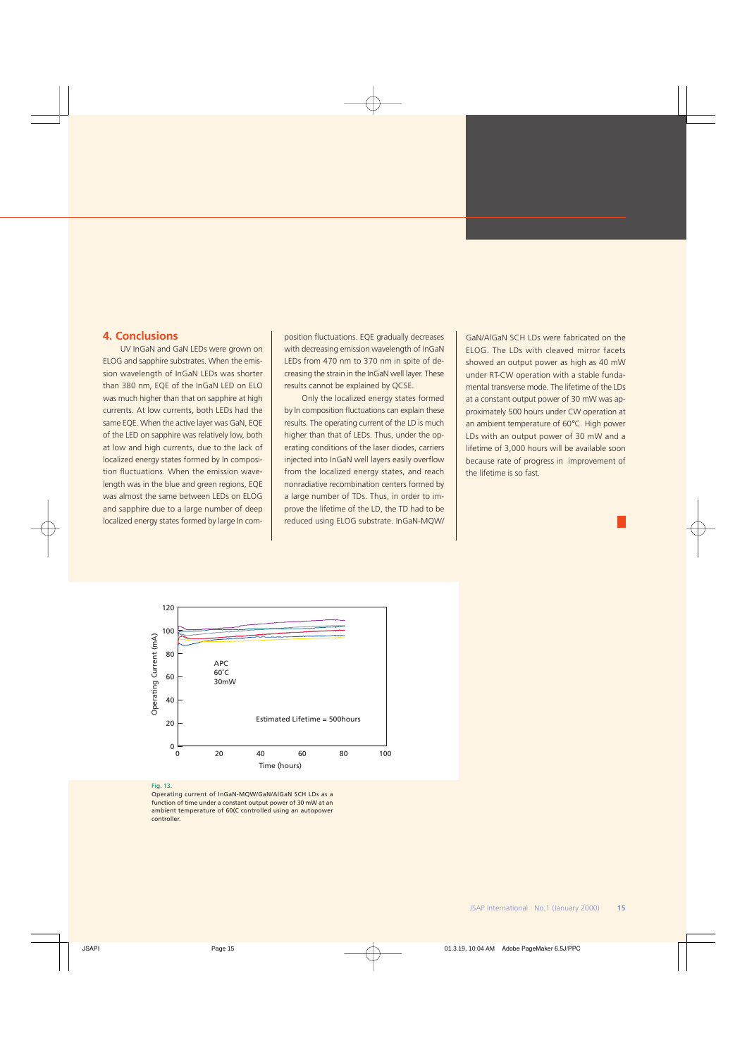## 4. Conclusions

UV InGaN and GaN LEDs were grown on ELOG and sapphire substrates. When the emission wavelength of InGaN LEDs was shorter than 380 nm, EQE of the InGaN LED on ELO was much higher than that on sapphire at high currents. At low currents, both LEDs had the same EQE. When the active layer was GaN, EQE of the LED on sapphire was relatively low, both at low and high currents, due to the lack of localized energy states formed by In composition fluctuations. When the emission wavelength was in the blue and green regions, EQE was almost the same between LEDs on ELOG and sapphire due to a large number of deep localized energy states formed by large In composition fluctuations. EQE gradually decreases with decreasing emission wavelength of InGaN LEDs from 470 nm to 370 nm in spite of decreasing the strain in the InGaN well layer. These results cannot be explained by QCSE.

Only the localized energy states formed by In composition fluctuations can explain these results. The operating current of the LD is much higher than that of LEDs. Thus, under the operating conditions of the laser diodes, carriers injected into InGaN well layers easily overflow from the localized energy states, and reach nonradiative recombination centers formed by a large number of TDs. Thus, in order to improve the lifetime of the LD, the TD had to be reduced using ELOG substrate. InGaN-MQW/GaN/AlGaN SCH LDs were fabricated on the ELOG. The LDs with cleaved mirror facets showed an output power as high as 40 mW under RT-CW operation with a stable fundamental transverse mode. The lifetime of the LDs at a constant output power of 30 mW was approximately 500 hours under CW operation at an ambient temperature of 60°C. High power LDs with an output power of 30 mW and a lifetime of 3,000 hours will be available soon because rate of progress in improvement of the lifetime is so fast.

Fig. 13.
Operating current of InGaN-MQW/GaN/AlGaN SCH LDs as a function of time under a constant output power of 30 mW at an ambient temperature of 60(C controlled using an autopower controller.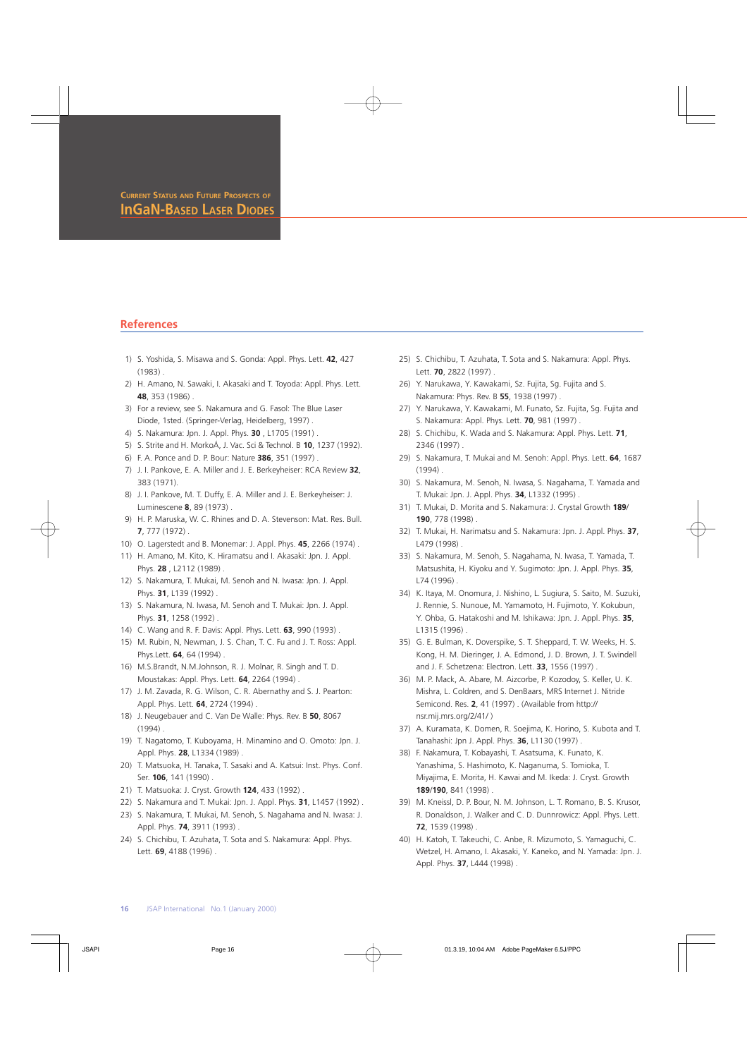## References

1) S. Yoshida, S. Misawa and S. Gonda: Appl. Phys. Lett. **42**, 427 (1983) .
2) H. Amano, N. Sawaki, I. Akasaki and T. Toyoda: Appl. Phys. Lett. **48**, 353 (1986) .
3) For a review, see S. Nakamura and G. Fasol: The Blue Laser Diode, 1sted. (Springer-Verlag, Heidelberg, 1997) .
4) S. Nakamura: Jpn. J. Appl. Phys. **30** , L1705 (1991) .
5) S. Strite and H. MorkoÁ, J. Vac. Sci & Technol. B **10**, 1237 (1992).
6) F. A. Ponce and D. P. Bour: Nature **386**, 351 (1997) .
7) J. I. Pankove, E. A. Miller and J. E. Berkeyheiser: RCA Review **32**, 383 (1971).
8) J. I. Pankove, M. T. Duffy, E. A. Miller and J. E. Berkeyheiser: J. Luminescene **8**, 89 (1973) .
9) H. P. Maruska, W. C. Rhines and D. A. Stevenson: Mat. Res. Bull. **7**, 777 (1972) .
10) O. Lagerstedt and B. Monemar: J. Appl. Phys. **45**, 2266 (1974) .
11) H. Amano, M. Kito, K. Hiramatsu and I. Akasaki: Jpn. J. Appl. Phys. **28** , L2112 (1989) .
12) S. Nakamura, T. Mukai, M. Senoh and N. Iwasa: Jpn. J. Appl. Phys. **31**, L139 (1992) .
13) S. Nakamura, N. Iwasa, M. Senoh and T. Mukai: Jpn. J. Appl. Phys. **31**, 1258 (1992) .
14) C. Wang and R. F. Davis: Appl. Phys. Lett. **63**, 990 (1993) .
15) M. Rubin, N, Newman, J. S. Chan, T. C. Fu and J. T. Ross: Appl. Phys.Lett. **64**, 64 (1994) .
16) M.S.Brandt, N.M.Johnson, R. J. Molnar, R. Singh and T. D. Moustakas: Appl. Phys. Lett. **64**, 2264 (1994) .
17) J. M. Zavada, R. G. Wilson, C. R. Abernathy and S. J. Pearton: Appl. Phys. Lett. **64**, 2724 (1994) .
18) J. Neugebauer and C. Van De Walle: Phys. Rev. B **50**, 8067 (1994) .
19) T. Nagatomo, T. Kuboyama, H. Minamino and O. Omoto: Jpn. J. Appl. Phys. **28**, L1334 (1989) .
20) T. Matsuoka, H. Tanaka, T. Sasaki and A. Katsui: Inst. Phys. Conf. Ser. **106**, 141 (1990) .
21) T. Matsuoka: J. Cryst. Growth **124**, 433 (1992) .
22) S. Nakamura and T. Mukai: Jpn. J. Appl. Phys. **31**, L1457 (1992) .
23) S. Nakamura, T. Mukai, M. Senoh, S. Nagahama and N. Iwasa: J. Appl. Phys. **74**, 3911 (1993) .
24) S. Chichibu, T. Azuhata, T. Sota and S. Nakamura: Appl. Phys. Lett. **69**, 4188 (1996) .
25) S. Chichibu, T. Azuhata, T. Sota and S. Nakamura: Appl. Phys. Lett. **70**, 2822 (1997) .
26) Y. Narukawa, Y. Kawakami, Sz. Fujita, Sg. Fujita and S. Nakamura: Phys. Rev. B **55**, 1938 (1997) .
27) Y. Narukawa, Y. Kawakami, M. Funato, Sz. Fujita, Sg. Fujita and S. Nakamura: Appl. Phys. Lett. **70**, 981 (1997) .
28) S. Chichibu, K. Wada and S. Nakamura: Appl. Phys. Lett. **71**, 2346 (1997) .
29) S. Nakamura, T. Mukai and M. Senoh: Appl. Phys. Lett. **64**, 1687 (1994) .
30) S. Nakamura, M. Senoh, N. Iwasa, S. Nagahama, T. Yamada and T. Mukai: Jpn. J. Appl. Phys. **34**, L1332 (1995) .
31) T. Mukai, D. Morita and S. Nakamura: J. Crystal Growth **189**/**190**, 778 (1998) .
32) T. Mukai, H. Narimatsu and S. Nakamura: Jpn. J. Appl. Phys. **37**, L479 (1998) .
33) S. Nakamura, M. Senoh, S. Nagahama, N. Iwasa, T. Yamada, T. Matsushita, H. Kiyoku and Y. Sugimoto: Jpn. J. Appl. Phys. **35**, L74 (1996) .
34) K. Itaya, M. Onomura, J. Nishino, L. Sugiura, S. Saito, M. Suzuki, J. Rennie, S. Nunoue, M. Yamamoto, H. Fujimoto, Y. Kokubun, Y. Ohba, G. Hatakoshi and M. Ishikawa: Jpn. J. Appl. Phys. **35**, L1315 (1996) .
35) G. E. Bulman, K. Doverspike, S. T. Sheppard, T. W. Weeks, H. S. Kong, H. M. Dieringer, J. A. Edmond, J. D. Brown, J. T. Swindell and J. F. Schetzena: Electron. Lett. **33**, 1556 (1997) .
36) M. P. Mack, A. Abare, M. Aizcorbe, P. Kozodoy, S. Keller, U. K. Mishra, L. Coldren, and S. DenBaars, MRS Internet J. Nitride Semicond. Res. **2**, 41 (1997) . (Available from http://nsr.mij.mrs.org/2/41/ )
37) A. Kuramata, K. Domen, R. Soejima, K. Horino, S. Kubota and T. Tanahashi: Jpn J. Appl. Phys. **36**, L1130 (1997) .
38) F. Nakamura, T. Kobayashi, T. Asatsuma, K. Funato, K. Yanashima, S. Hashimoto, K. Naganuma, S. Tomioka, T. Miyajima, E. Morita, H. Kawai and M. Ikeda: J. Cryst. Growth **189**/**190**, 841 (1998) .
39) M. Kneissl, D. P. Bour, N. M. Johnson, L. T. Romano, B. S. Krusor, R. Donaldson, J. Walker and C. D. Dunnrowicz: Appl. Phys. Lett. **72**, 1539 (1998) .
40) H. Katoh, T. Takeuchi, C. Anbe, R. Mizumoto, S. Yamaguchi, C. Wetzel, H. Amano, I. Akasaki, Y. Kaneko, and N. Yamada: Jpn. J. Appl. Phys. **37**, L444 (1998) .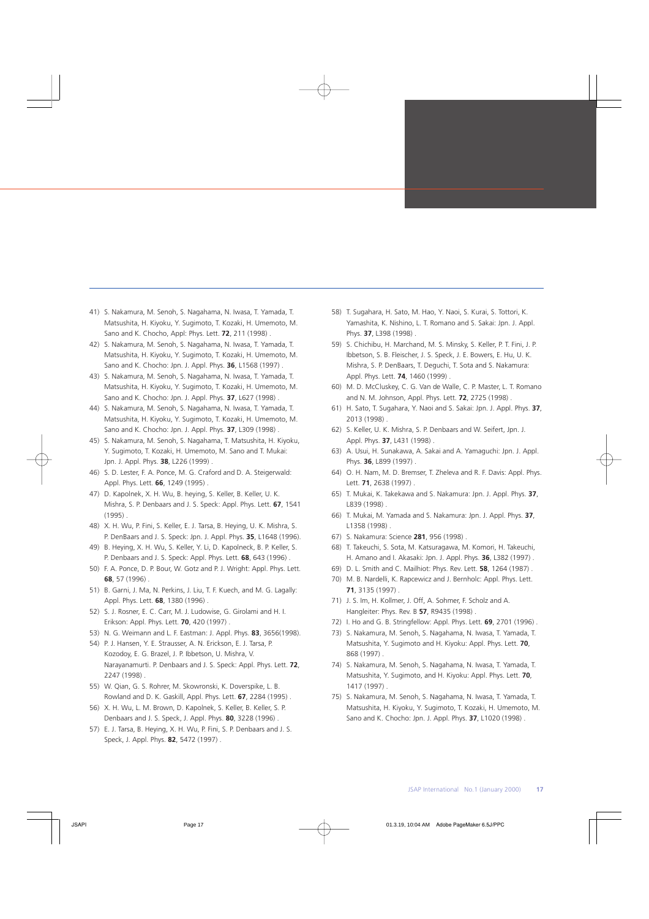41) S. Nakamura, M. Senoh, S. Nagahama, N. Iwasa, T. Yamada, T. Matsushita, H. Kiyoku, Y. Sugimoto, T. Kozaki, H. Umemoto, M. Sano and K. Chocho, Appl: Phys. Lett. **72**, 211 (1998) .

42) S. Nakamura, M. Senoh, S. Nagahama, N. Iwasa, T. Yamada, T. Matsushita, H. Kiyoku, Y. Sugimoto, T. Kozaki, H. Umemoto, M. Sano and K. Chocho: Jpn. J. Appl. Phys. **36**, L1568 (1997) .

43) S. Nakamura, M. Senoh, S. Nagahama, N. Iwasa, T. Yamada, T. Matsushita, H. Kiyoku, Y. Sugimoto, T. Kozaki, H. Umemoto, M. Sano and K. Chocho: Jpn. J. Appl. Phys. **37**, L627 (1998) .

44) S. Nakamura, M. Senoh, S. Nagahama, N. Iwasa, T. Yamada, T. Matsushita, H. Kiyoku, Y. Sugimoto, T. Kozaki, H. Umemoto, M. Sano and K. Chocho: Jpn. J. Appl. Phys. **37**, L309 (1998) .

45) S. Nakamura, M. Senoh, S. Nagahama, T. Matsushita, H. Kiyoku, Y. Sugimoto, T. Kozaki, H. Umemoto, M. Sano and T. Mukai: Jpn. J. Appl. Phys. **38**, L226 (1999) .

46) S. D. Lester, F. A. Ponce, M. G. Craford and D. A. Steigerwald: Appl. Phys. Lett. **66**, 1249 (1995) .

47) D. Kapolnek, X. H. Wu, B. heying, S. Keller, B. Keller, U. K. Mishra, S. P. Denbaars and J. S. Speck: Appl. Phys. Lett. **67**, 1541 (1995) .

48) X. H. Wu, P. Fini, S. Keller, E. J. Tarsa, B. Heying, U. K. Mishra, S. P. DenBaars and J. S. Speck: Jpn. J. Appl. Phys. **35**, L1648 (1996).

49) B. Heying, X. H. Wu, S. Keller, Y. Li, D. Kapolneck, B. P. Keller, S. P. Denbaars and J. S. Speck: Appl. Phys. Lett. **68**, 643 (1996) .

50) F. A. Ponce, D. P. Bour, W. Gotz and P. J. Wright: Appl. Phys. Lett. **68**, 57 (1996) .

51) B. Garni, J. Ma, N. Perkins, J. Liu, T. F. Kuech, and M. G. Lagally: Appl. Phys. Lett. **68**, 1380 (1996) .

52) S. J. Rosner, E. C. Carr, M. J. Ludowise, G. Girolami and H. I. Erikson: Appl. Phys. Lett. **70**, 420 (1997) .

53) N. G. Weimann and L. F. Eastman: J. Appl. Phys. **83**, 3656(1998).

54) P. J. Hansen, Y. E. Strausser, A. N. Erickson, E. J. Tarsa, P. Kozodoy, E. G. Brazel, J. P. Ibbetson, U. Mishra, V. Narayanamurti. P. Denbaars and J. S. Speck: Appl. Phys. Lett. **72**, 2247 (1998) .

55) W. Qian, G. S. Rohrer, M. Skowronski, K. Doverspike, L. B. Rowland and D. K. Gaskill, Appl. Phys. Lett. **67**, 2284 (1995) .

56) X. H. Wu, L. M. Brown, D. Kapolnek, S. Keller, B. Keller, S. P. Denbaars and J. S. Speck, J. Appl. Phys. **80**, 3228 (1996) .

57) E. J. Tarsa, B. Heying, X. H. Wu, P. Fini, S. P. Denbaars and J. S. Speck, J. Appl. Phys. **82**, 5472 (1997) .

58) T. Sugahara, H. Sato, M. Hao, Y. Naoi, S. Kurai, S. Tottori, K. Yamashita, K. Nishino, L. T. Romano and S. Sakai: Jpn. J. Appl. Phys. **37**, L398 (1998) .

59) S. Chichibu, H. Marchand, M. S. Minsky, S. Keller, P. T. Fini, J. P. Ibbetson, S. B. Fleischer, J. S. Speck, J. E. Bowers, E. Hu, U. K. Mishra, S. P. DenBaars, T. Deguchi, T. Sota and S. Nakamura: Appl. Phys. Lett. **74**, 1460 (1999) .

60) M. D. McCluskey, C. G. Van de Walle, C. P. Master, L. T. Romano and N. M. Johnson, Appl. Phys. Lett. **72**, 2725 (1998) .

61) H. Sato, T. Sugahara, Y. Naoi and S. Sakai: Jpn. J. Appl. Phys. **37**, 2013 (1998) .

62) S. Keller, U. K. Mishra, S. P. Denbaars and W. Seifert, Jpn. J. Appl. Phys. **37**, L431 (1998) .

63) A. Usui, H. Sunakawa, A. Sakai and A. Yamaguchi: Jpn. J. Appl. Phys. **36**, L899 (1997) .

64) O. H. Nam, M. D. Bremser, T. Zheleva and R. F. Davis: Appl. Phys. Lett. **71**, 2638 (1997) .

65) T. Mukai, K. Takekawa and S. Nakamura: Jpn. J. Appl. Phys. **37**, L839 (1998) .

66) T. Mukai, M. Yamada and S. Nakamura: Jpn. J. Appl. Phys. **37**, L1358 (1998) .

67) S. Nakamura: Science **281**, 956 (1998) .

68) T. Takeuchi, S. Sota, M. Katsuragawa, M. Komori, H. Takeuchi, H. Amano and I. Akasaki: Jpn. J. Appl. Phys. **36**, L382 (1997) .

69) D. L. Smith and C. Mailhiot: Phys. Rev. Lett. **58**, 1264 (1987) .

70) M. B. Nardelli, K. Rapcewicz and J. Bernholc: Appl. Phys. Lett. **71**, 3135 (1997) .

71) J. S. Im, H. Kollmer, J. Off, A. Sohmer, F. Scholz and A. Hangleiter: Phys. Rev. B **57**, R9435 (1998) .

72) I. Ho and G. B. Stringfellow: Appl. Phys. Lett. **69**, 2701 (1996) .

73) S. Nakamura, M. Senoh, S. Nagahama, N. Iwasa, T. Yamada, T. Matsushita, Y. Sugimoto and H. Kiyoku: Appl. Phys. Lett. **70**, 868 (1997) .

74) S. Nakamura, M. Senoh, S. Nagahama, N. Iwasa, T. Yamada, T. Matsushita, Y. Sugimoto, and H. Kiyoku: Appl. Phys. Lett. **70**, 1417 (1997) .

75) S. Nakamura, M. Senoh, S. Nagahama, N. Iwasa, T. Yamada, T. Matsushita, H. Kiyoku, Y. Sugimoto, T. Kozaki, H. Umemoto, M. Sano and K. Chocho: Jpn. J. Appl. Phys. **37**, L1020 (1998) .